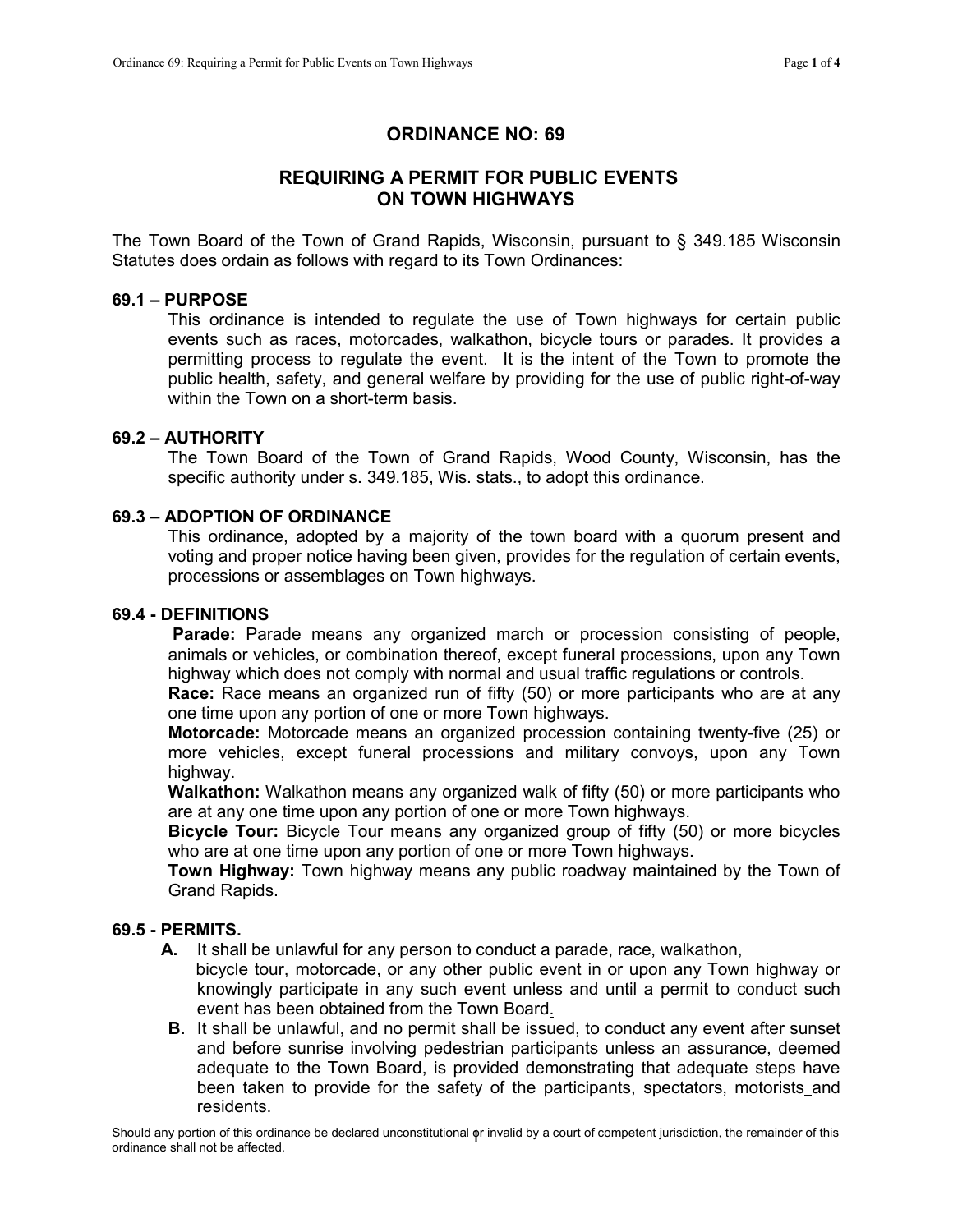# ORDINANCE NO: 69

## REQUIRING A PERMIT FOR PUBLIC EVENTS ON TOWN HIGHWAYS

The Town Board of the Town of Grand Rapids, Wisconsin, pursuant to § 349.185 Wisconsin Statutes does ordain as follows with regard to its Town Ordinances:

### 69.1 – PURPOSE

This ordinance is intended to regulate the use of Town highways for certain public events such as races, motorcades, walkathon, bicycle tours or parades. It provides a permitting process to regulate the event. It is the intent of the Town to promote the public health, safety, and general welfare by providing for the use of public right-of-way within the Town on a short-term basis.

### 69.2 – AUTHORITY

The Town Board of the Town of Grand Rapids, Wood County, Wisconsin, has the specific authority under s. 349.185, Wis. stats., to adopt this ordinance.

### 69.3 – ADOPTION OF ORDINANCE

This ordinance, adopted by a majority of the town board with a quorum present and voting and proper notice having been given, provides for the regulation of certain events, processions or assemblages on Town highways.

### 69.4 - DEFINITIONS

**Parade:** Parade means any organized march or procession consisting of people, animals or vehicles, or combination thereof, except funeral processions, upon any Town highway which does not comply with normal and usual traffic regulations or controls.

**Race:** Race means an organized run of fifty (50) or more participants who are at any one time upon any portion of one or more Town highways.

**Motorcade:** Motorcade means an organized procession containing twenty-five (25) or more vehicles, except funeral processions and military convoys, upon any Town highway.

**Walkathon:** Walkathon means any organized walk of fifty (50) or more participants who are at any one time upon any portion of one or more Town highways.

**Bicycle Tour:** Bicycle Tour means any organized group of fifty (50) or more bicycles who are at one time upon any portion of one or more Town highways.

**Town Highway:** Town highway means any public roadway maintained by the Town of Grand Rapids.

### 69.5 - PERMITS.

**A.** It shall be unlawful for any person to conduct a parade, race, walkathon, bicycle tour, motorcade, or any other public event in or upon any Town highway or knowingly participate in any such event unless and until a permit to conduct such event has been obtained from the Town Board.

**B.** It shall be unlawful, and no permit shall be issued, to conduct any event after sunset and before sunrise involving pedestrian participants unless an assurance, deemed adequate to the Town Board, is provided demonstrating that adequate steps have been taken to provide for the safety of the participants, spectators, motorists and residents.

Should any portion of this ordinance be declared unconstitutional or invalid by a court of competent jurisdiction, the remainder of this ordinance shall not be affected.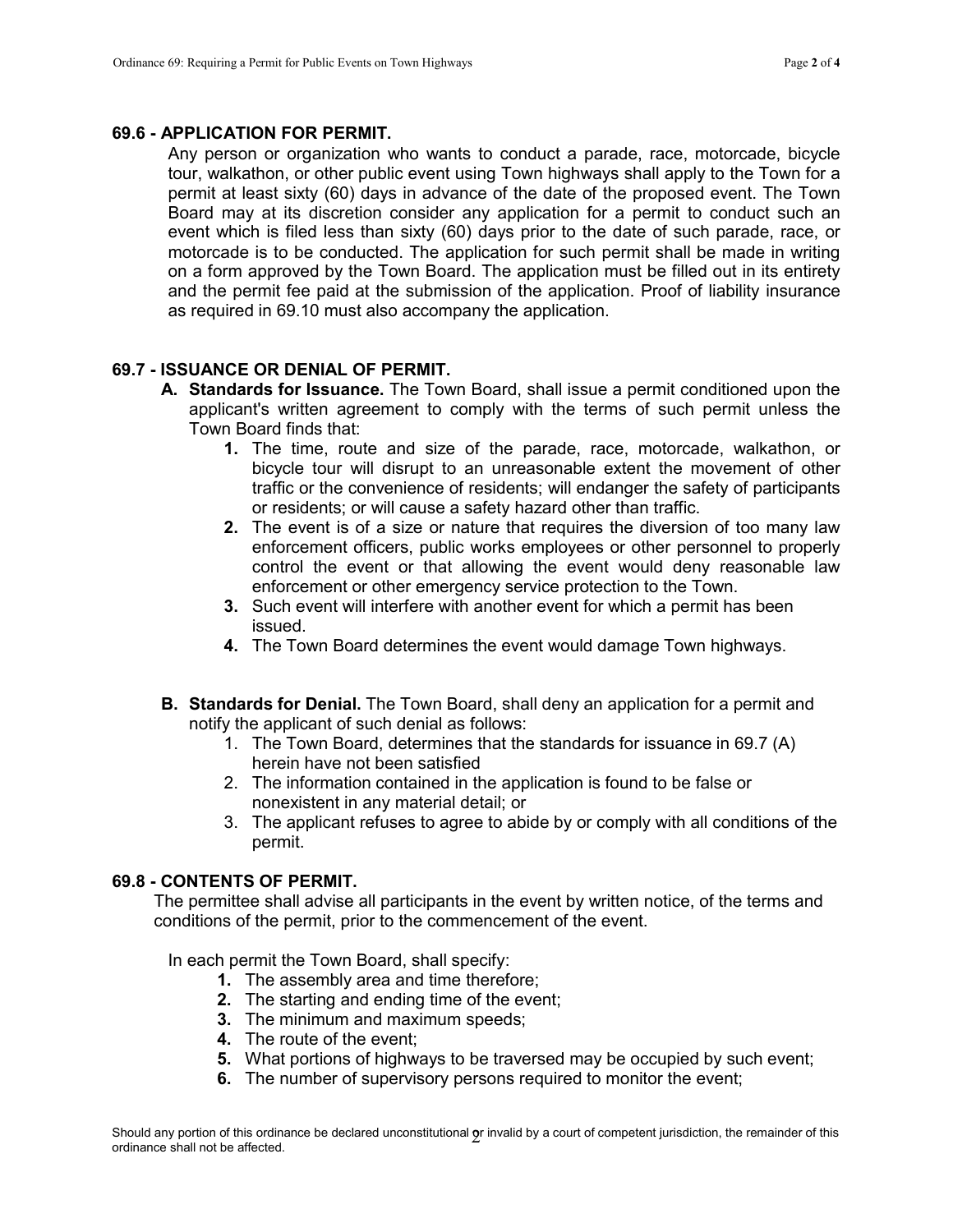## 69.6 - APPLICATION FOR PERMIT.

Any person or organization who wants to conduct a parade, race, motorcade, bicycle tour, walkathon, or other public event using Town highways shall apply to the Town for a permit at least sixty (60) days in advance of the date of the proposed event. The Town Board may at its discretion consider any application for a permit to conduct such an event which is filed less than sixty (60) days prior to the date of such parade, race, or motorcade is to be conducted. The application for such permit shall be made in writing on a form approved by the Town Board. The application must be filled out in its entirety and the permit fee paid at the submission of the application. Proof of liability insurance as required in 69.10 must also accompany the application.

## 69.7 - ISSUANCE OR DENIAL OF PERMIT.

**A. Standards for Issuance.** The Town Board, shall issue a permit conditioned upon the applicant's written agreement to comply with the terms of such permit unless the Town Board finds that:

1. The time, route and size of the parade, race, motorcade, walkathon, or bicycle tour will disrupt to an unreasonable extent the movement of other traffic or the convenience of residents; will endanger the safety of participants or residents; or will cause a safety hazard other than traffic.
2. The event is of a size or nature that requires the diversion of too many law enforcement officers, public works employees or other personnel to properly control the event or that allowing the event would deny reasonable law enforcement or other emergency service protection to the Town.
3. Such event will interfere with another event for which a permit has been issued.
4. The Town Board determines the event would damage Town highways.

**B. Standards for Denial.** The Town Board, shall deny an application for a permit and notify the applicant of such denial as follows:

1. The Town Board, determines that the standards for issuance in 69.7 (A) herein have not been satisfied
2. The information contained in the application is found to be false or nonexistent in any material detail; or
3. The applicant refuses to agree to abide by or comply with all conditions of the permit.

## 69.8 - CONTENTS OF PERMIT.

The permittee shall advise all participants in the event by written notice, of the terms and conditions of the permit, prior to the commencement of the event.

In each permit the Town Board, shall specify:

1. The assembly area and time therefore;
2. The starting and ending time of the event;
3. The minimum and maximum speeds;
4. The route of the event;
5. What portions of highways to be traversed may be occupied by such event;
6. The number of supervisory persons required to monitor the event;

Should any portion of this ordinance be declared unconstitutional or invalid by a court of competent jurisdiction, the remainder of this ordinance shall not be affected.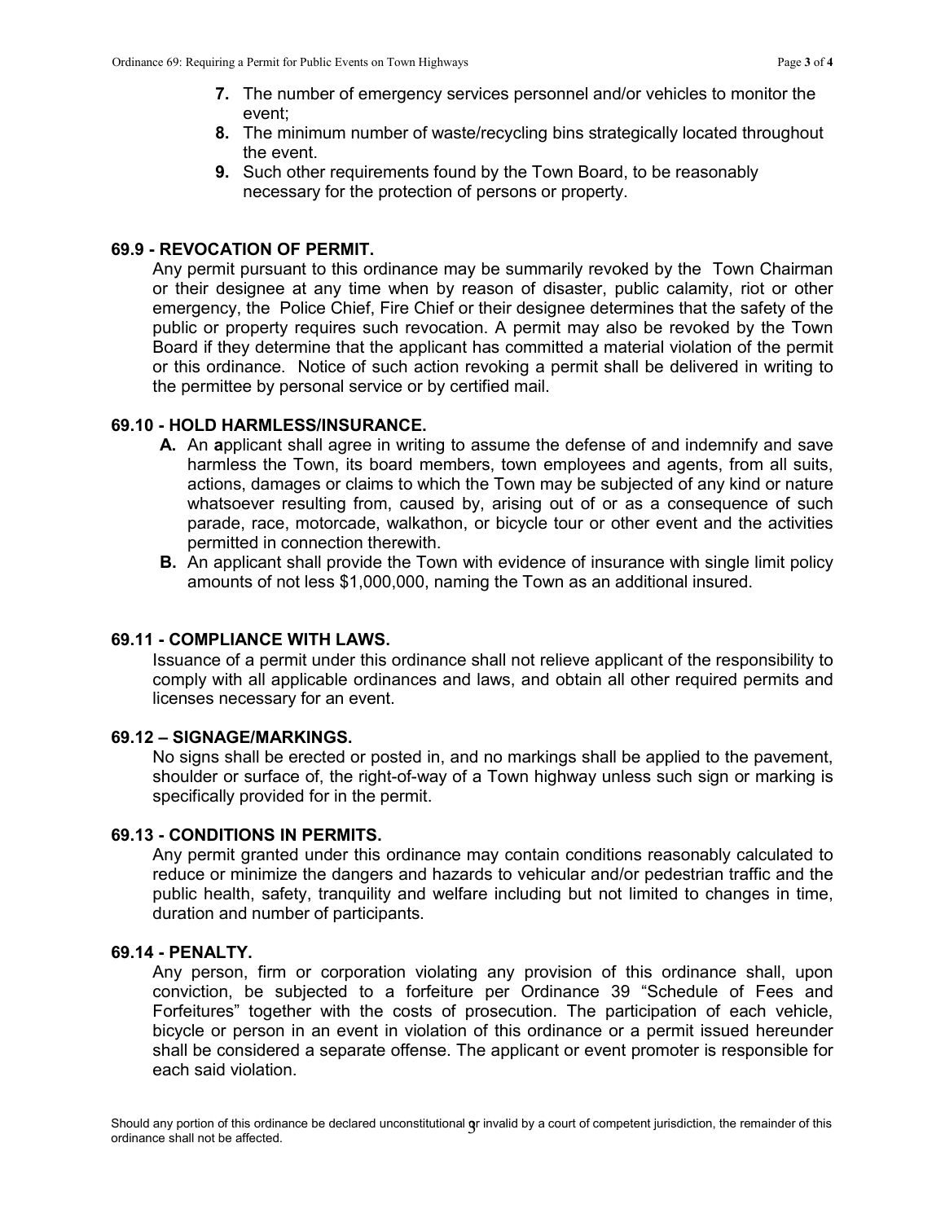7. The number of emergency services personnel and/or vehicles to monitor the event;
8. The minimum number of waste/recycling bins strategically located throughout the event.
9. Such other requirements found by the Town Board, to be reasonably necessary for the protection of persons or property.

### 69.9 - REVOCATION OF PERMIT.

Any permit pursuant to this ordinance may be summarily revoked by the Town Chairman or their designee at any time when by reason of disaster, public calamity, riot or other emergency, the Police Chief, Fire Chief or their designee determines that the safety of the public or property requires such revocation. A permit may also be revoked by the Town Board if they determine that the applicant has committed a material violation of the permit or this ordinance. Notice of such action revoking a permit shall be delivered in writing to the permittee by personal service or by certified mail.

### 69.10 - HOLD HARMLESS/INSURANCE.

**A.** An applicant shall agree in writing to assume the defense of and indemnify and save harmless the Town, its board members, town employees and agents, from all suits, actions, damages or claims to which the Town may be subjected of any kind or nature whatsoever resulting from, caused by, arising out of or as a consequence of such parade, race, motorcade, walkathon, or bicycle tour or other event and the activities permitted in connection therewith.

**B.** An applicant shall provide the Town with evidence of insurance with single limit policy amounts of not less $1,000,000, naming the Town as an additional insured.

### 69.11 - COMPLIANCE WITH LAWS.

Issuance of a permit under this ordinance shall not relieve applicant of the responsibility to comply with all applicable ordinances and laws, and obtain all other required permits and licenses necessary for an event.

### 69.12 – SIGNAGE/MARKINGS.

No signs shall be erected or posted in, and no markings shall be applied to the pavement, shoulder or surface of, the right-of-way of a Town highway unless such sign or marking is specifically provided for in the permit.

### 69.13 - CONDITIONS IN PERMITS.

Any permit granted under this ordinance may contain conditions reasonably calculated to reduce or minimize the dangers and hazards to vehicular and/or pedestrian traffic and the public health, safety, tranquility and welfare including but not limited to changes in time, duration and number of participants.

### 69.14 - PENALTY.

Any person, firm or corporation violating any provision of this ordinance shall, upon conviction, be subjected to a forfeiture per Ordinance 39 "Schedule of Fees and Forfeitures" together with the costs of prosecution. The participation of each vehicle, bicycle or person in an event in violation of this ordinance or a permit issued hereunder shall be considered a separate offense. The applicant or event promoter is responsible for each said violation.

Should any portion of this ordinance be declared unconstitutional or invalid by a court of competent jurisdiction, the remainder of this ordinance shall not be affected.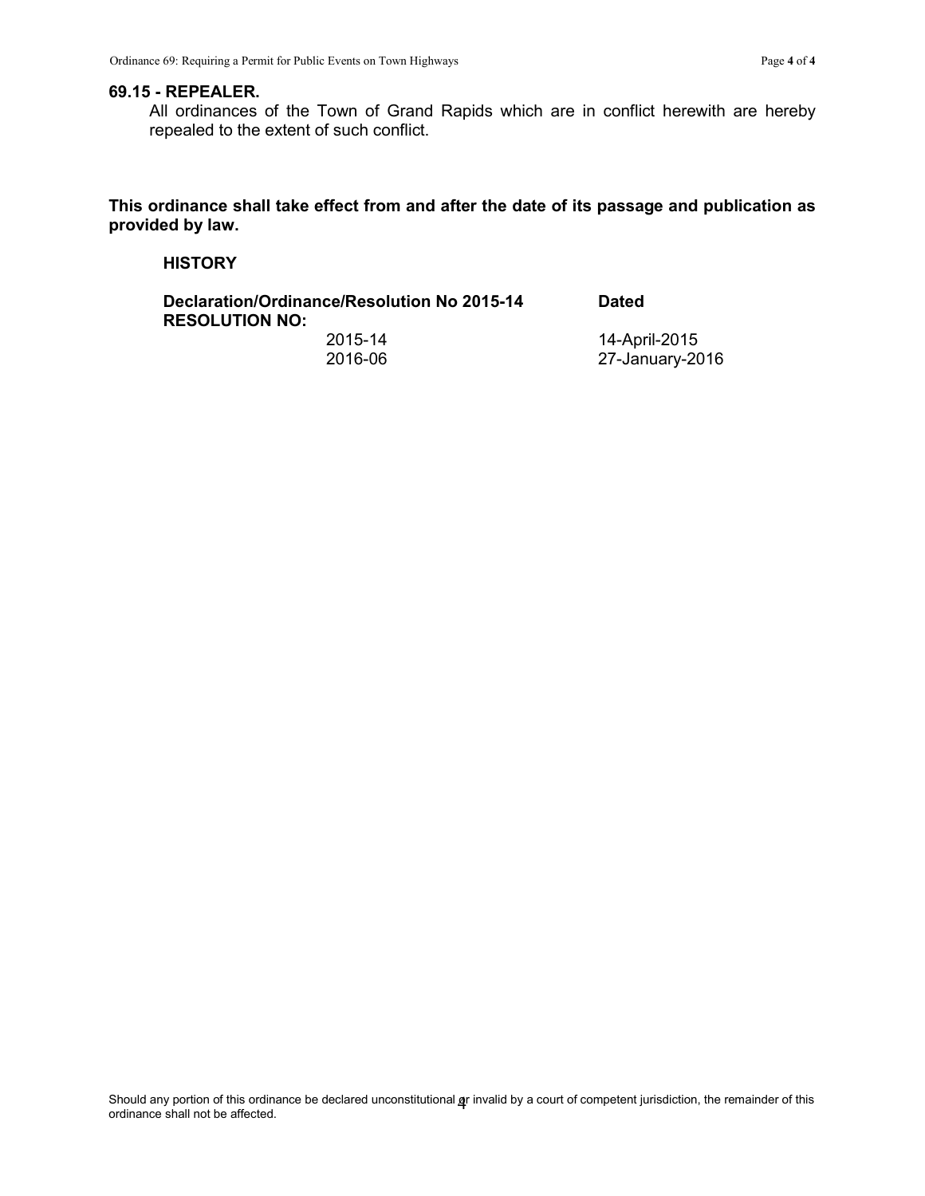### 69.15 - REPEALER.

All ordinances of the Town of Grand Rapids which are in conflict herewith are hereby repealed to the extent of such conflict.

**This ordinance shall take effect from and after the date of its passage and publication as provided by law.**

**HISTORY**

| Declaration/Ordinance/Resolution No 2015-14 RESOLUTION NO: | Dated |
|---|---|
| 2015-14 | 14-April-2015 |
| 2016-06 | 27-January-2016 |

Should any portion of this ordinance be declared unconstitutional or invalid by a court of competent jurisdiction, the remainder of this ordinance shall not be affected.